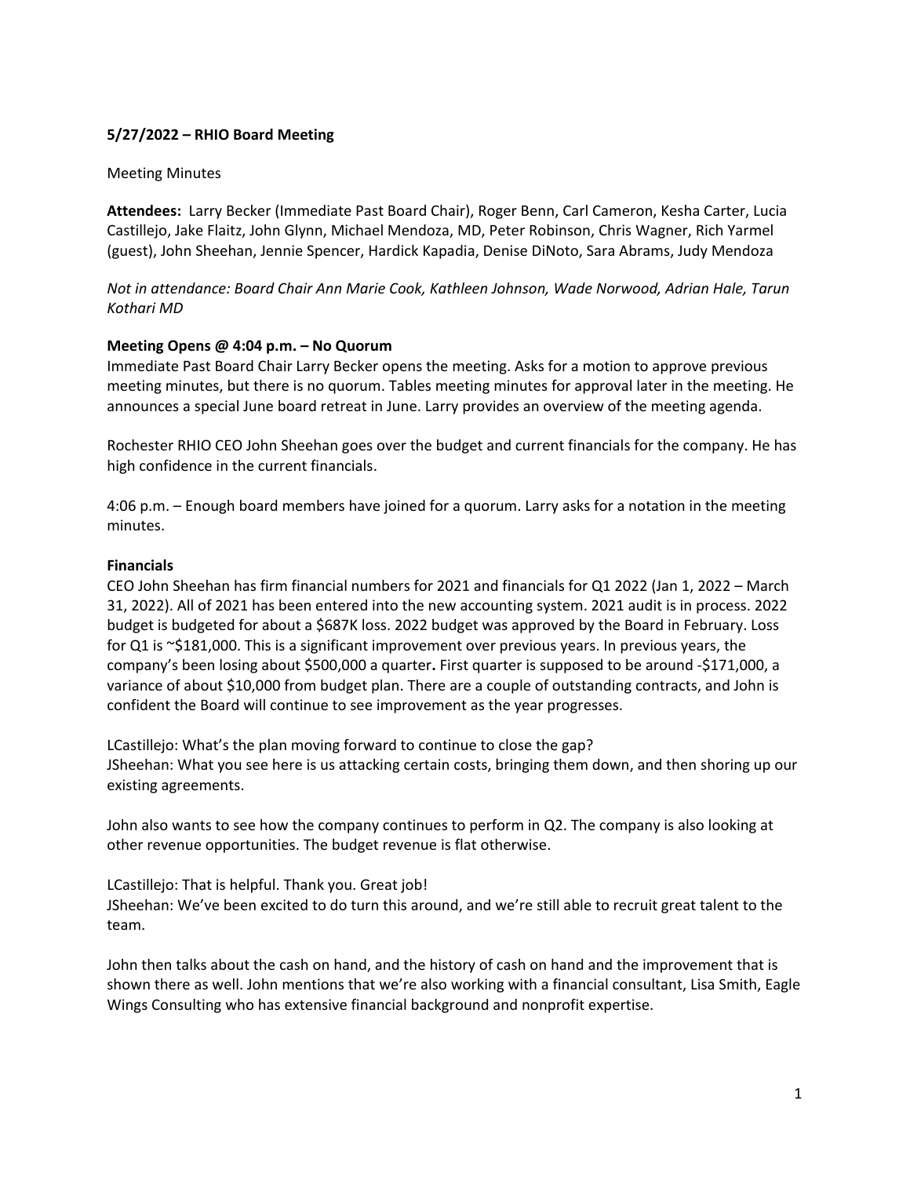**5/27/2022 – RHIO Board Meeting**

Meeting Minutes

**Attendees:** Larry Becker (Immediate Past Board Chair), Roger Benn, Carl Cameron, Kesha Carter, Lucia Castillejo, Jake Flaitz, John Glynn, Michael Mendoza, MD, Peter Robinson, Chris Wagner, Rich Yarmel (guest), John Sheehan, Jennie Spencer, Hardick Kapadia, Denise DiNoto, Sara Abrams, Judy Mendoza

*Not in attendance: Board Chair Ann Marie Cook, Kathleen Johnson, Wade Norwood, Adrian Hale, Tarun Kothari MD*

**Meeting Opens @ 4:04 p.m. – No Quorum**

Immediate Past Board Chair Larry Becker opens the meeting. Asks for a motion to approve previous meeting minutes, but there is no quorum. Tables meeting minutes for approval later in the meeting. He announces a special June board retreat in June. Larry provides an overview of the meeting agenda.

Rochester RHIO CEO John Sheehan goes over the budget and current financials for the company. He has high confidence in the current financials.

4:06 p.m. – Enough board members have joined for a quorum. Larry asks for a notation in the meeting minutes.

**Financials**

CEO John Sheehan has firm financial numbers for 2021 and financials for Q1 2022 (Jan 1, 2022 – March 31, 2022). All of 2021 has been entered into the new accounting system. 2021 audit is in process. 2022 budget is budgeted for about a $687K loss. 2022 budget was approved by the Board in February. Loss for Q1 is ~$181,000. This is a significant improvement over previous years. In previous years, the company's been losing about $500,000 a quarter**.** First quarter is supposed to be around -$171,000, a variance of about $10,000 from budget plan. There are a couple of outstanding contracts, and John is confident the Board will continue to see improvement as the year progresses.

LCastillejo: What's the plan moving forward to continue to close the gap?
JSheehan: What you see here is us attacking certain costs, bringing them down, and then shoring up our existing agreements.

John also wants to see how the company continues to perform in Q2. The company is also looking at other revenue opportunities. The budget revenue is flat otherwise.

LCastillejo: That is helpful. Thank you. Great job!
JSheehan: We've been excited to do turn this around, and we're still able to recruit great talent to the team.

John then talks about the cash on hand, and the history of cash on hand and the improvement that is shown there as well. John mentions that we're also working with a financial consultant, Lisa Smith, Eagle Wings Consulting who has extensive financial background and nonprofit expertise.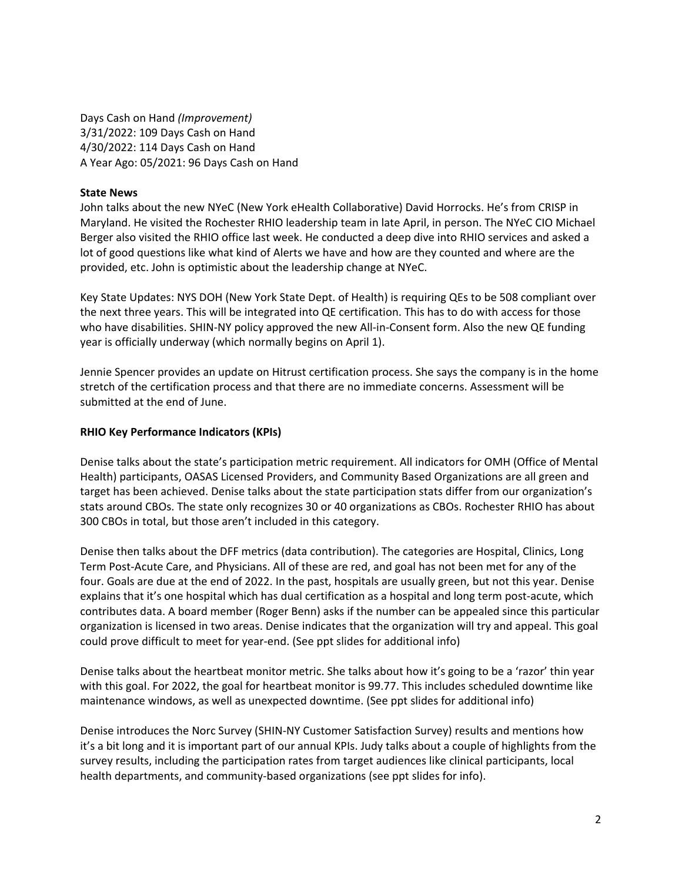Days Cash on Hand *(Improvement)*
3/31/2022: 109 Days Cash on Hand
4/30/2022: 114 Days Cash on Hand
A Year Ago: 05/2021: 96 Days Cash on Hand

**State News**

John talks about the new NYeC (New York eHealth Collaborative) David Horrocks. He's from CRISP in Maryland. He visited the Rochester RHIO leadership team in late April, in person. The NYeC CIO Michael Berger also visited the RHIO office last week. He conducted a deep dive into RHIO services and asked a lot of good questions like what kind of Alerts we have and how are they counted and where are the provided, etc. John is optimistic about the leadership change at NYeC.

Key State Updates: NYS DOH (New York State Dept. of Health) is requiring QEs to be 508 compliant over the next three years. This will be integrated into QE certification. This has to do with access for those who have disabilities. SHIN-NY policy approved the new All-in-Consent form. Also the new QE funding year is officially underway (which normally begins on April 1).

Jennie Spencer provides an update on Hitrust certification process. She says the company is in the home stretch of the certification process and that there are no immediate concerns. Assessment will be submitted at the end of June.

**RHIO Key Performance Indicators (KPIs)**

Denise talks about the state's participation metric requirement. All indicators for OMH (Office of Mental Health) participants, OASAS Licensed Providers, and Community Based Organizations are all green and target has been achieved. Denise talks about the state participation stats differ from our organization's stats around CBOs. The state only recognizes 30 or 40 organizations as CBOs. Rochester RHIO has about 300 CBOs in total, but those aren't included in this category.

Denise then talks about the DFF metrics (data contribution). The categories are Hospital, Clinics, Long Term Post-Acute Care, and Physicians. All of these are red, and goal has not been met for any of the four. Goals are due at the end of 2022. In the past, hospitals are usually green, but not this year. Denise explains that it's one hospital which has dual certification as a hospital and long term post-acute, which contributes data. A board member (Roger Benn) asks if the number can be appealed since this particular organization is licensed in two areas. Denise indicates that the organization will try and appeal. This goal could prove difficult to meet for year-end. (See ppt slides for additional info)

Denise talks about the heartbeat monitor metric. She talks about how it's going to be a 'razor' thin year with this goal. For 2022, the goal for heartbeat monitor is 99.77. This includes scheduled downtime like maintenance windows, as well as unexpected downtime. (See ppt slides for additional info)

Denise introduces the Norc Survey (SHIN-NY Customer Satisfaction Survey) results and mentions how it's a bit long and it is important part of our annual KPIs. Judy talks about a couple of highlights from the survey results, including the participation rates from target audiences like clinical participants, local health departments, and community-based organizations (see ppt slides for info).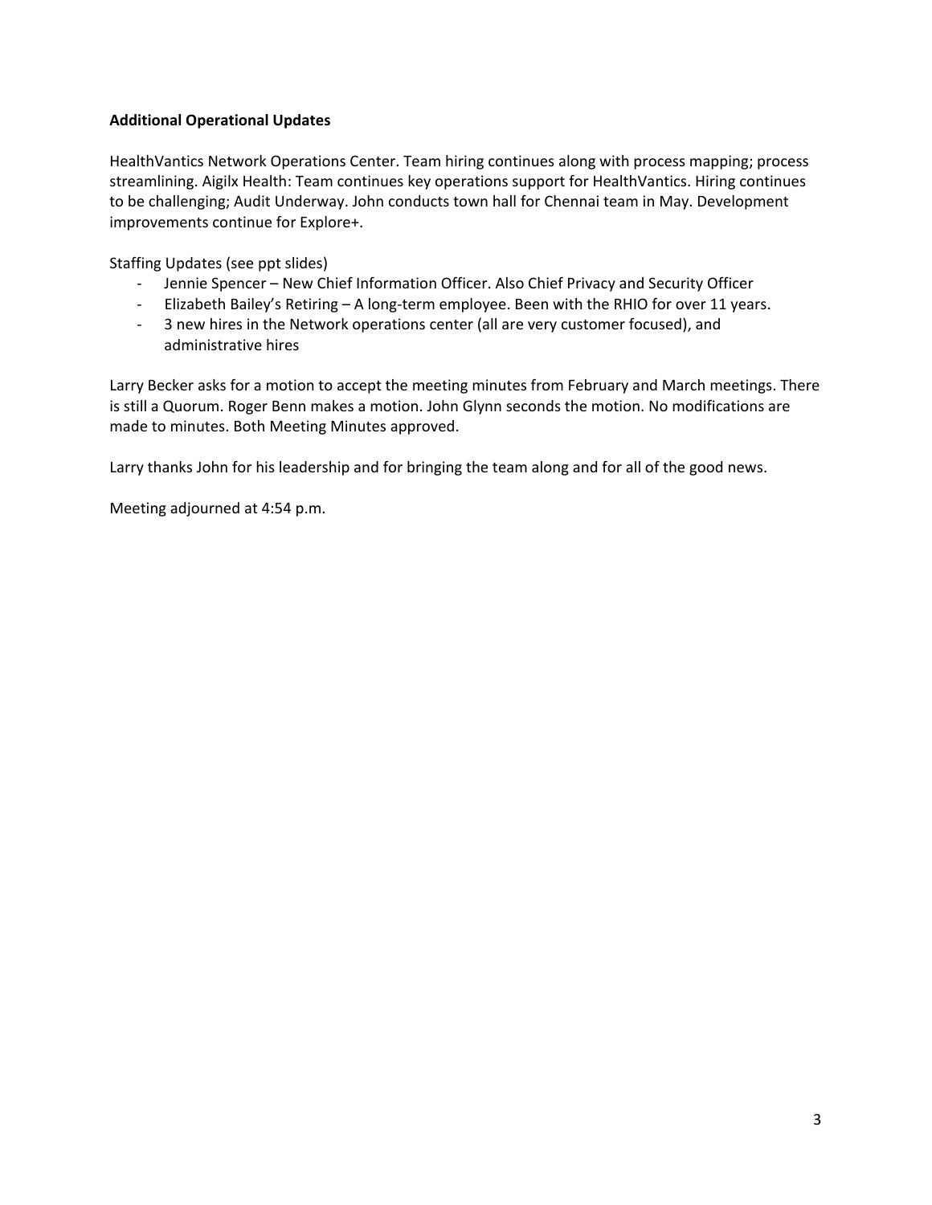**Additional Operational Updates**

HealthVantics Network Operations Center. Team hiring continues along with process mapping; process streamlining. Aigilx Health: Team continues key operations support for HealthVantics. Hiring continues to be challenging; Audit Underway. John conducts town hall for Chennai team in May. Development improvements continue for Explore+.

Staffing Updates (see ppt slides)

- Jennie Spencer – New Chief Information Officer. Also Chief Privacy and Security Officer
- Elizabeth Bailey's Retiring – A long-term employee. Been with the RHIO for over 11 years.
- 3 new hires in the Network operations center (all are very customer focused), and administrative hires

Larry Becker asks for a motion to accept the meeting minutes from February and March meetings. There is still a Quorum. Roger Benn makes a motion. John Glynn seconds the motion. No modifications are made to minutes. Both Meeting Minutes approved.

Larry thanks John for his leadership and for bringing the team along and for all of the good news.

Meeting adjourned at 4:54 p.m.